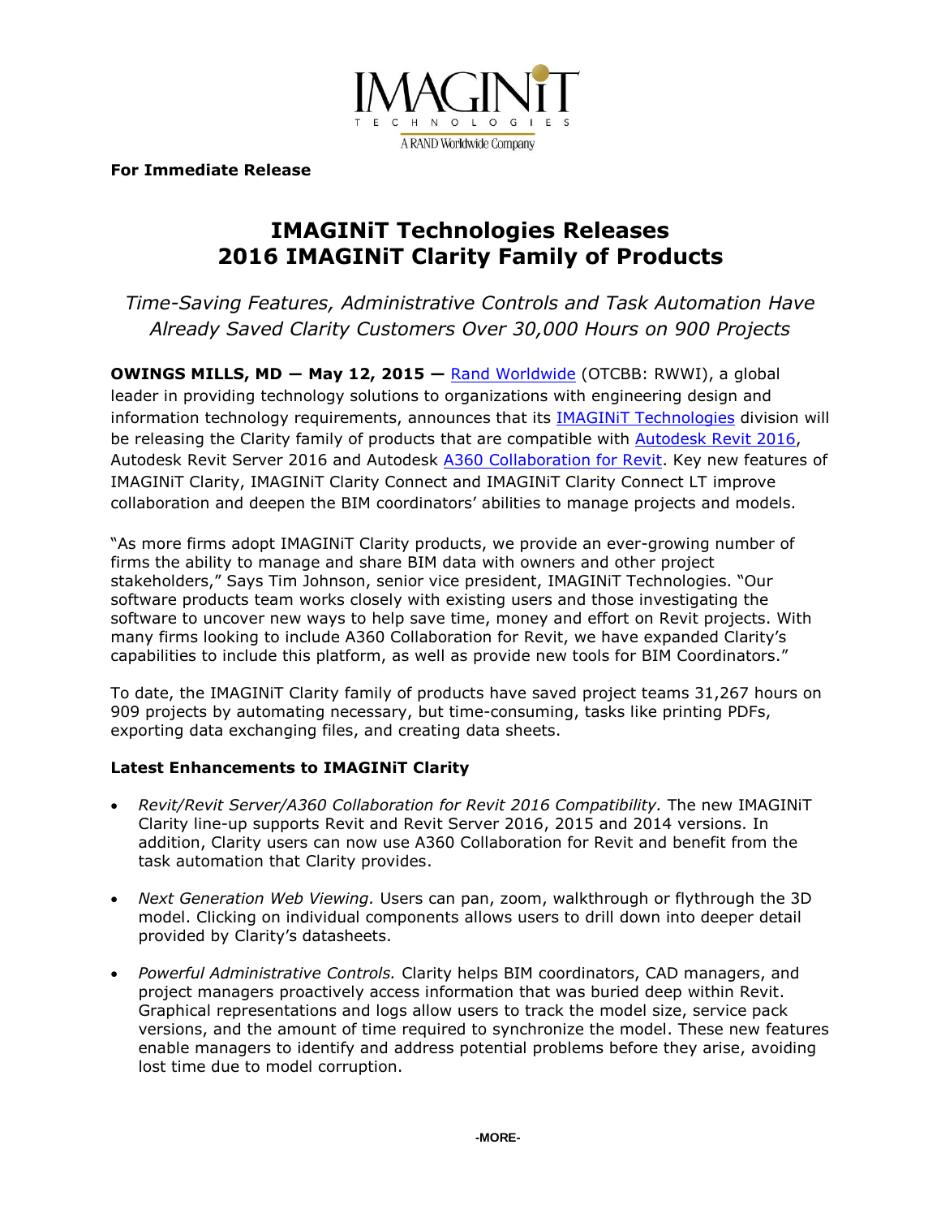**For Immediate Release**

# IMAGINiT Technologies Releases 2016 IMAGINiT Clarity Family of Products

*Time-Saving Features, Administrative Controls and Task Automation Have Already Saved Clarity Customers Over 30,000 Hours on 900 Projects*

**OWINGS MILLS, MD — May 12, 2015 —** Rand Worldwide (OTCBB: RWWI), a global leader in providing technology solutions to organizations with engineering design and information technology requirements, announces that its IMAGINiT Technologies division will be releasing the Clarity family of products that are compatible with Autodesk Revit 2016, Autodesk Revit Server 2016 and Autodesk A360 Collaboration for Revit. Key new features of IMAGINiT Clarity, IMAGINiT Clarity Connect and IMAGINiT Clarity Connect LT improve collaboration and deepen the BIM coordinators' abilities to manage projects and models.

"As more firms adopt IMAGINiT Clarity products, we provide an ever-growing number of firms the ability to manage and share BIM data with owners and other project stakeholders," Says Tim Johnson, senior vice president, IMAGINiT Technologies. "Our software products team works closely with existing users and those investigating the software to uncover new ways to help save time, money and effort on Revit projects. With many firms looking to include A360 Collaboration for Revit, we have expanded Clarity's capabilities to include this platform, as well as provide new tools for BIM Coordinators."

To date, the IMAGINiT Clarity family of products have saved project teams 31,267 hours on 909 projects by automating necessary, but time-consuming, tasks like printing PDFs, exporting data exchanging files, and creating data sheets.

**Latest Enhancements to IMAGINiT Clarity**

- *Revit/Revit Server/A360 Collaboration for Revit 2016 Compatibility.* The new IMAGINiT Clarity line-up supports Revit and Revit Server 2016, 2015 and 2014 versions. In addition, Clarity users can now use A360 Collaboration for Revit and benefit from the task automation that Clarity provides.

- *Next Generation Web Viewing.* Users can pan, zoom, walkthrough or flythrough the 3D model. Clicking on individual components allows users to drill down into deeper detail provided by Clarity's datasheets.

- *Powerful Administrative Controls.* Clarity helps BIM coordinators, CAD managers, and project managers proactively access information that was buried deep within Revit. Graphical representations and logs allow users to track the model size, service pack versions, and the amount of time required to synchronize the model. These new features enable managers to identify and address potential problems before they arise, avoiding lost time due to model corruption.

-MORE-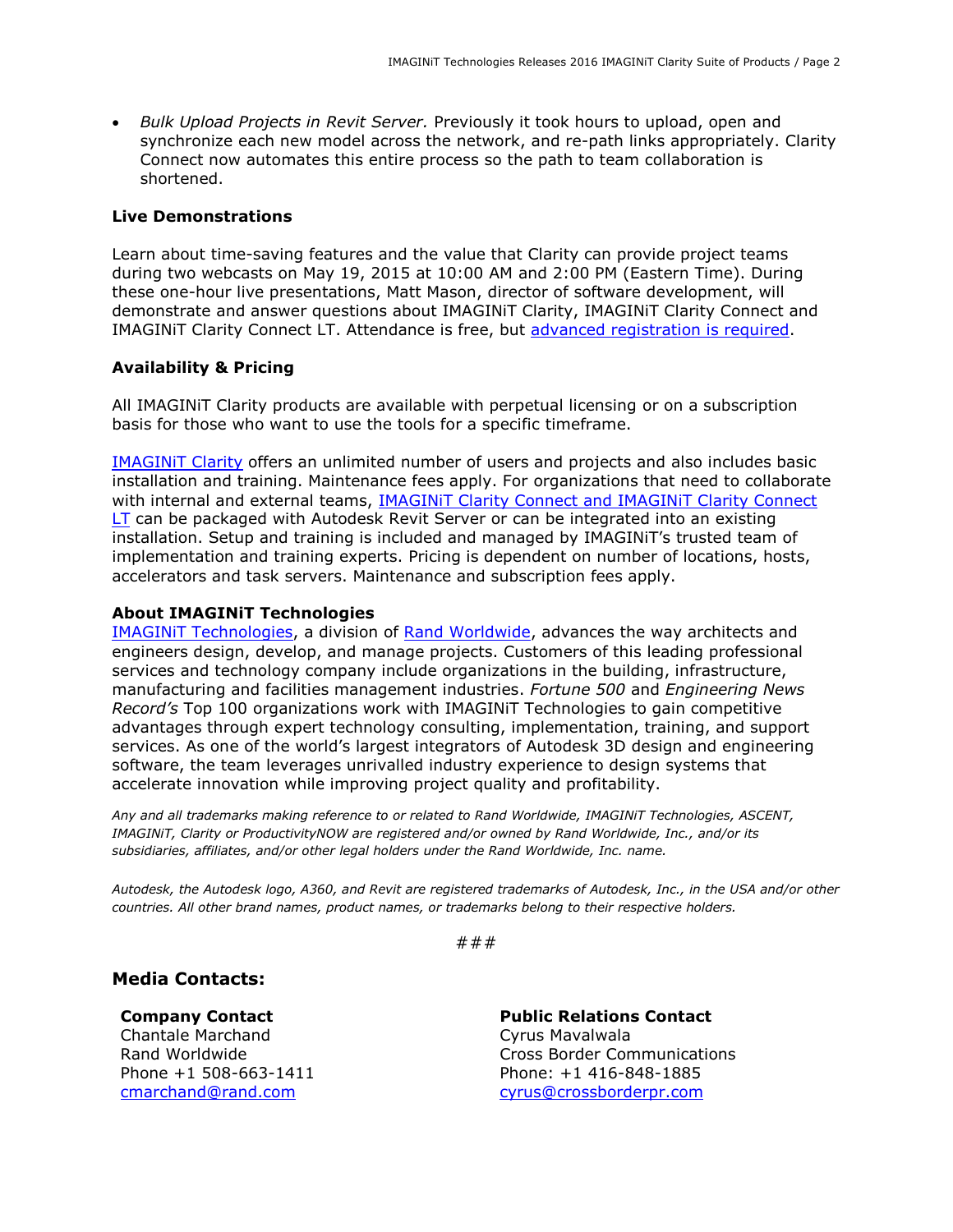- *Bulk Upload Projects in Revit Server.* Previously it took hours to upload, open and synchronize each new model across the network, and re-path links appropriately. Clarity Connect now automates this entire process so the path to team collaboration is shortened.

**Live Demonstrations**

Learn about time-saving features and the value that Clarity can provide project teams during two webcasts on May 19, 2015 at 10:00 AM and 2:00 PM (Eastern Time). During these one-hour live presentations, Matt Mason, director of software development, will demonstrate and answer questions about IMAGINiT Clarity, IMAGINiT Clarity Connect and IMAGINiT Clarity Connect LT. Attendance is free, but advanced registration is required.

**Availability & Pricing**

All IMAGINiT Clarity products are available with perpetual licensing or on a subscription basis for those who want to use the tools for a specific timeframe.

IMAGINiT Clarity offers an unlimited number of users and projects and also includes basic installation and training. Maintenance fees apply. For organizations that need to collaborate with internal and external teams, IMAGINiT Clarity Connect and IMAGINiT Clarity Connect LT can be packaged with Autodesk Revit Server or can be integrated into an existing installation. Setup and training is included and managed by IMAGINiT's trusted team of implementation and training experts. Pricing is dependent on number of locations, hosts, accelerators and task servers. Maintenance and subscription fees apply.

**About IMAGINiT Technologies**

IMAGINiT Technologies, a division of Rand Worldwide, advances the way architects and engineers design, develop, and manage projects. Customers of this leading professional services and technology company include organizations in the building, infrastructure, manufacturing and facilities management industries. *Fortune 500* and *Engineering News Record's* Top 100 organizations work with IMAGINiT Technologies to gain competitive advantages through expert technology consulting, implementation, training, and support services. As one of the world's largest integrators of Autodesk 3D design and engineering software, the team leverages unrivalled industry experience to design systems that accelerate innovation while improving project quality and profitability.

*Any and all trademarks making reference to or related to Rand Worldwide, IMAGINiT Technologies, ASCENT, IMAGINiT, Clarity or ProductivityNOW are registered and/or owned by Rand Worldwide, Inc., and/or its subsidiaries, affiliates, and/or other legal holders under the Rand Worldwide, Inc. name.*

*Autodesk, the Autodesk logo, A360, and Revit are registered trademarks of Autodesk, Inc., in the USA and/or other countries. All other brand names, product names, or trademarks belong to their respective holders.*

###

## Media Contacts:

**Company Contact**
Chantale Marchand
Rand Worldwide
Phone +1 508-663-1411
cmarchand@rand.com

**Public Relations Contact**
Cyrus Mavalwala
Cross Border Communications
Phone: +1 416-848-1885
cyrus@crossborderpr.com